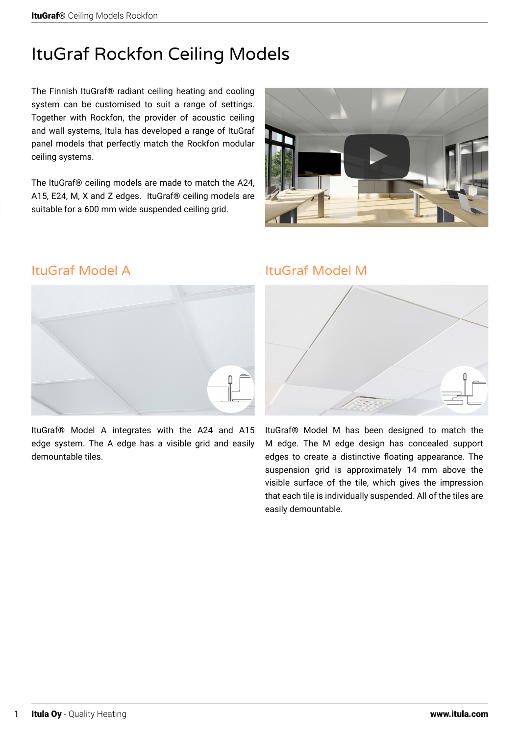# ItuGraf Rockfon Ceiling Models

The Finnish ItuGraf® radiant ceiling heating and cooling system can be customised to suit a range of settings. Together with Rockfon, the provider of acoustic ceiling and wall systems, Itula has developed a range of ItuGraf panel models that perfectly match the Rockfon modular ceiling systems.

The ItuGraf® ceiling models are made to match the A24, A15, E24, M, X and Z edges. ItuGraf® ceiling models are suitable for a 600 mm wide suspended ceiling grid.

## ItuGraf Model A

ItuGraf® Model A integrates with the A24 and A15 edge system. The A edge has a visible grid and easily demountable tiles.

## ItuGraf Model M

ItuGraf® Model M has been designed to match the M edge. The M edge design has concealed support edges to create a distinctive floating appearance. The suspension grid is approximately 14 mm above the visible surface of the tile, which gives the impression that each tile is individually suspended. All of the tiles are easily demountable.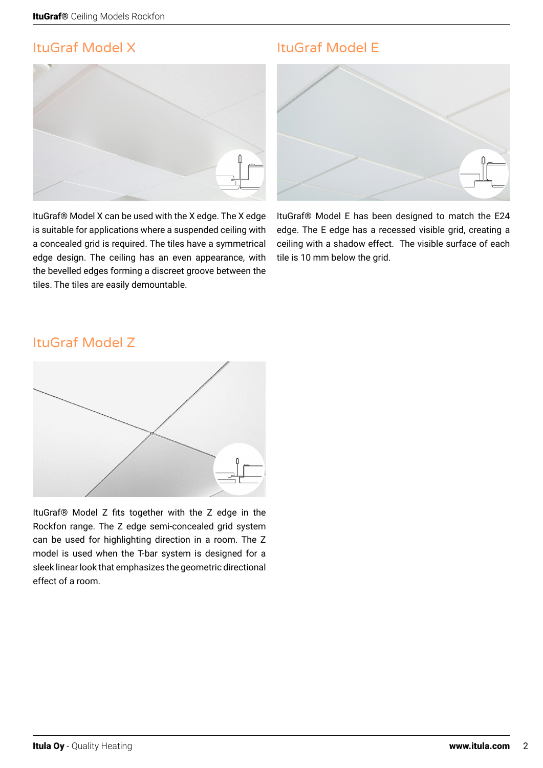## ItuGraf Model X

ItuGraf® Model X can be used with the X edge. The X edge is suitable for applications where a suspended ceiling with a concealed grid is required. The tiles have a symmetrical edge design. The ceiling has an even appearance, with the bevelled edges forming a discreet groove between the tiles. The tiles are easily demountable.

## ItuGraf Model E

ItuGraf® Model E has been designed to match the E24 edge. The E edge has a recessed visible grid, creating a ceiling with a shadow effect. The visible surface of each tile is 10 mm below the grid.

## ItuGraf Model Z

ItuGraf® Model Z fits together with the Z edge in the Rockfon range. The Z edge semi-concealed grid system can be used for highlighting direction in a room. The Z model is used when the T-bar system is designed for a sleek linear look that emphasizes the geometric directional effect of a room.